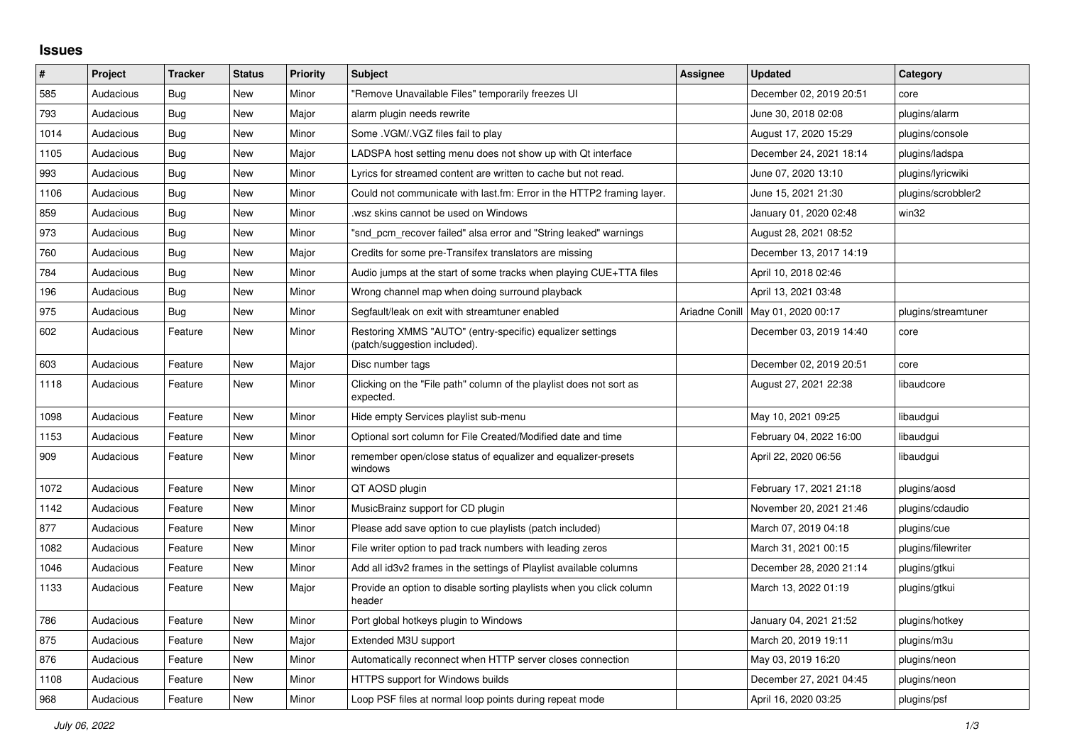# Issues

| # | Project | Tracker | Status | Priority | Subject | Assignee | Updated | Category |
|---|---|---|---|---|---|---|---|---|
| 585 | Audacious | Bug | New | Minor | "Remove Unavailable Files" temporarily freezes UI | | December 02, 2019 20:51 | core |
| 793 | Audacious | Bug | New | Major | alarm plugin needs rewrite | | June 30, 2018 02:08 | plugins/alarm |
| 1014 | Audacious | Bug | New | Minor | Some .VGM/.VGZ files fail to play | | August 17, 2020 15:29 | plugins/console |
| 1105 | Audacious | Bug | New | Major | LADSPA host setting menu does not show up with Qt interface | | December 24, 2021 18:14 | plugins/ladspa |
| 993 | Audacious | Bug | New | Minor | Lyrics for streamed content are written to cache but not read. | | June 07, 2020 13:10 | plugins/lyricwiki |
| 1106 | Audacious | Bug | New | Minor | Could not communicate with last.fm: Error in the HTTP2 framing layer. | | June 15, 2021 21:30 | plugins/scrobbler2 |
| 859 | Audacious | Bug | New | Minor | .wsz skins cannot be used on Windows | | January 01, 2020 02:48 | win32 |
| 973 | Audacious | Bug | New | Minor | "snd_pcm_recover failed" alsa error and "String leaked" warnings | | August 28, 2021 08:52 | |
| 760 | Audacious | Bug | New | Major | Credits for some pre-Transifex translators are missing | | December 13, 2017 14:19 | |
| 784 | Audacious | Bug | New | Minor | Audio jumps at the start of some tracks when playing CUE+TTA files | | April 10, 2018 02:46 | |
| 196 | Audacious | Bug | New | Minor | Wrong channel map when doing surround playback | | April 13, 2021 03:48 | |
| 975 | Audacious | Bug | New | Minor | Segfault/leak on exit with streamtuner enabled | Ariadne Conill | May 01, 2020 00:17 | plugins/streamtuner |
| 602 | Audacious | Feature | New | Minor | Restoring XMMS "AUTO" (entry-specific) equalizer settings (patch/suggestion included). | | December 03, 2019 14:40 | core |
| 603 | Audacious | Feature | New | Major | Disc number tags | | December 02, 2019 20:51 | core |
| 1118 | Audacious | Feature | New | Minor | Clicking on the "File path" column of the playlist does not sort as expected. | | August 27, 2021 22:38 | libaudcore |
| 1098 | Audacious | Feature | New | Minor | Hide empty Services playlist sub-menu | | May 10, 2021 09:25 | libaudgui |
| 1153 | Audacious | Feature | New | Minor | Optional sort column for File Created/Modified date and time | | February 04, 2022 16:00 | libaudgui |
| 909 | Audacious | Feature | New | Minor | remember open/close status of equalizer and equalizer-presets windows | | April 22, 2020 06:56 | libaudgui |
| 1072 | Audacious | Feature | New | Minor | QT AOSD plugin | | February 17, 2021 21:18 | plugins/aosd |
| 1142 | Audacious | Feature | New | Minor | MusicBrainz support for CD plugin | | November 20, 2021 21:46 | plugins/cdaudio |
| 877 | Audacious | Feature | New | Minor | Please add save option to cue playlists (patch included) | | March 07, 2019 04:18 | plugins/cue |
| 1082 | Audacious | Feature | New | Minor | File writer option to pad track numbers with leading zeros | | March 31, 2021 00:15 | plugins/filewriter |
| 1046 | Audacious | Feature | New | Minor | Add all id3v2 frames in the settings of Playlist available columns | | December 28, 2020 21:14 | plugins/gtkui |
| 1133 | Audacious | Feature | New | Major | Provide an option to disable sorting playlists when you click column header | | March 13, 2022 01:19 | plugins/gtkui |
| 786 | Audacious | Feature | New | Minor | Port global hotkeys plugin to Windows | | January 04, 2021 21:52 | plugins/hotkey |
| 875 | Audacious | Feature | New | Major | Extended M3U support | | March 20, 2019 19:11 | plugins/m3u |
| 876 | Audacious | Feature | New | Minor | Automatically reconnect when HTTP server closes connection | | May 03, 2019 16:20 | plugins/neon |
| 1108 | Audacious | Feature | New | Minor | HTTPS support for Windows builds | | December 27, 2021 04:45 | plugins/neon |
| 968 | Audacious | Feature | New | Minor | Loop PSF files at normal loop points during repeat mode | | April 16, 2020 03:25 | plugins/psf |

*July 06, 2022*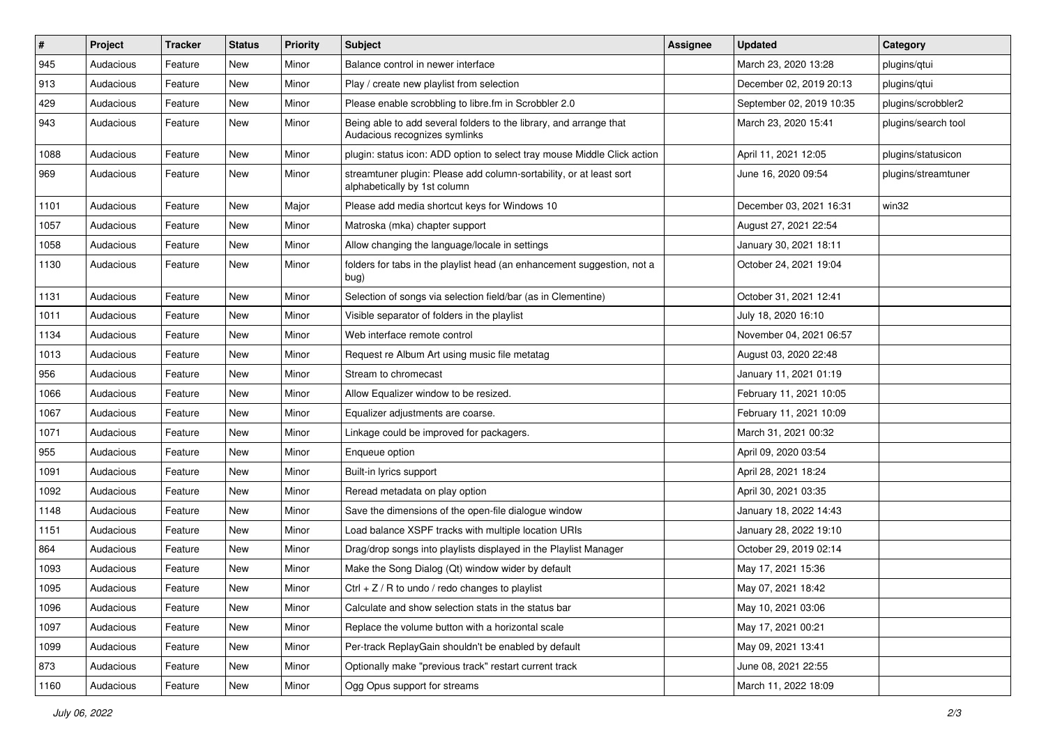| # | Project | Tracker | Status | Priority | Subject | Assignee | Updated | Category |
|---|---|---|---|---|---|---|---|---|
| 945 | Audacious | Feature | New | Minor | Balance control in newer interface | | March 23, 2020 13:28 | plugins/qtui |
| 913 | Audacious | Feature | New | Minor | Play / create new playlist from selection | | December 02, 2019 20:13 | plugins/qtui |
| 429 | Audacious | Feature | New | Minor | Please enable scrobbling to libre.fm in Scrobbler 2.0 | | September 02, 2019 10:35 | plugins/scrobbler2 |
| 943 | Audacious | Feature | New | Minor | Being able to add several folders to the library, and arrange that Audacious recognizes symlinks | | March 23, 2020 15:41 | plugins/search tool |
| 1088 | Audacious | Feature | New | Minor | plugin: status icon: ADD option to select tray mouse Middle Click action | | April 11, 2021 12:05 | plugins/statusicon |
| 969 | Audacious | Feature | New | Minor | streamtuner plugin: Please add column-sortability, or at least sort alphabetically by 1st column | | June 16, 2020 09:54 | plugins/streamtuner |
| 1101 | Audacious | Feature | New | Major | Please add media shortcut keys for Windows 10 | | December 03, 2021 16:31 | win32 |
| 1057 | Audacious | Feature | New | Minor | Matroska (mka) chapter support | | August 27, 2021 22:54 | |
| 1058 | Audacious | Feature | New | Minor | Allow changing the language/locale in settings | | January 30, 2021 18:11 | |
| 1130 | Audacious | Feature | New | Minor | folders for tabs in the playlist head (an enhancement suggestion, not a bug) | | October 24, 2021 19:04 | |
| 1131 | Audacious | Feature | New | Minor | Selection of songs via selection field/bar (as in Clementine) | | October 31, 2021 12:41 | |
| 1011 | Audacious | Feature | New | Minor | Visible separator of folders in the playlist | | July 18, 2020 16:10 | |
| 1134 | Audacious | Feature | New | Minor | Web interface remote control | | November 04, 2021 06:57 | |
| 1013 | Audacious | Feature | New | Minor | Request re Album Art using music file metatag | | August 03, 2020 22:48 | |
| 956 | Audacious | Feature | New | Minor | Stream to chromecast | | January 11, 2021 01:19 | |
| 1066 | Audacious | Feature | New | Minor | Allow Equalizer window to be resized. | | February 11, 2021 10:05 | |
| 1067 | Audacious | Feature | New | Minor | Equalizer adjustments are coarse. | | February 11, 2021 10:09 | |
| 1071 | Audacious | Feature | New | Minor | Linkage could be improved for packagers. | | March 31, 2021 00:32 | |
| 955 | Audacious | Feature | New | Minor | Enqueue option | | April 09, 2020 03:54 | |
| 1091 | Audacious | Feature | New | Minor | Built-in lyrics support | | April 28, 2021 18:24 | |
| 1092 | Audacious | Feature | New | Minor | Reread metadata on play option | | April 30, 2021 03:35 | |
| 1148 | Audacious | Feature | New | Minor | Save the dimensions of the open-file dialogue window | | January 18, 2022 14:43 | |
| 1151 | Audacious | Feature | New | Minor | Load balance XSPF tracks with multiple location URIs | | January 28, 2022 19:10 | |
| 864 | Audacious | Feature | New | Minor | Drag/drop songs into playlists displayed in the Playlist Manager | | October 29, 2019 02:14 | |
| 1093 | Audacious | Feature | New | Minor | Make the Song Dialog (Qt) window wider by default | | May 17, 2021 15:36 | |
| 1095 | Audacious | Feature | New | Minor | Ctrl + Z / R to undo / redo changes to playlist | | May 07, 2021 18:42 | |
| 1096 | Audacious | Feature | New | Minor | Calculate and show selection stats in the status bar | | May 10, 2021 03:06 | |
| 1097 | Audacious | Feature | New | Minor | Replace the volume button with a horizontal scale | | May 17, 2021 00:21 | |
| 1099 | Audacious | Feature | New | Minor | Per-track ReplayGain shouldn't be enabled by default | | May 09, 2021 13:41 | |
| 873 | Audacious | Feature | New | Minor | Optionally make "previous track" restart current track | | June 08, 2021 22:55 | |
| 1160 | Audacious | Feature | New | Minor | Ogg Opus support for streams | | March 11, 2022 18:09 | |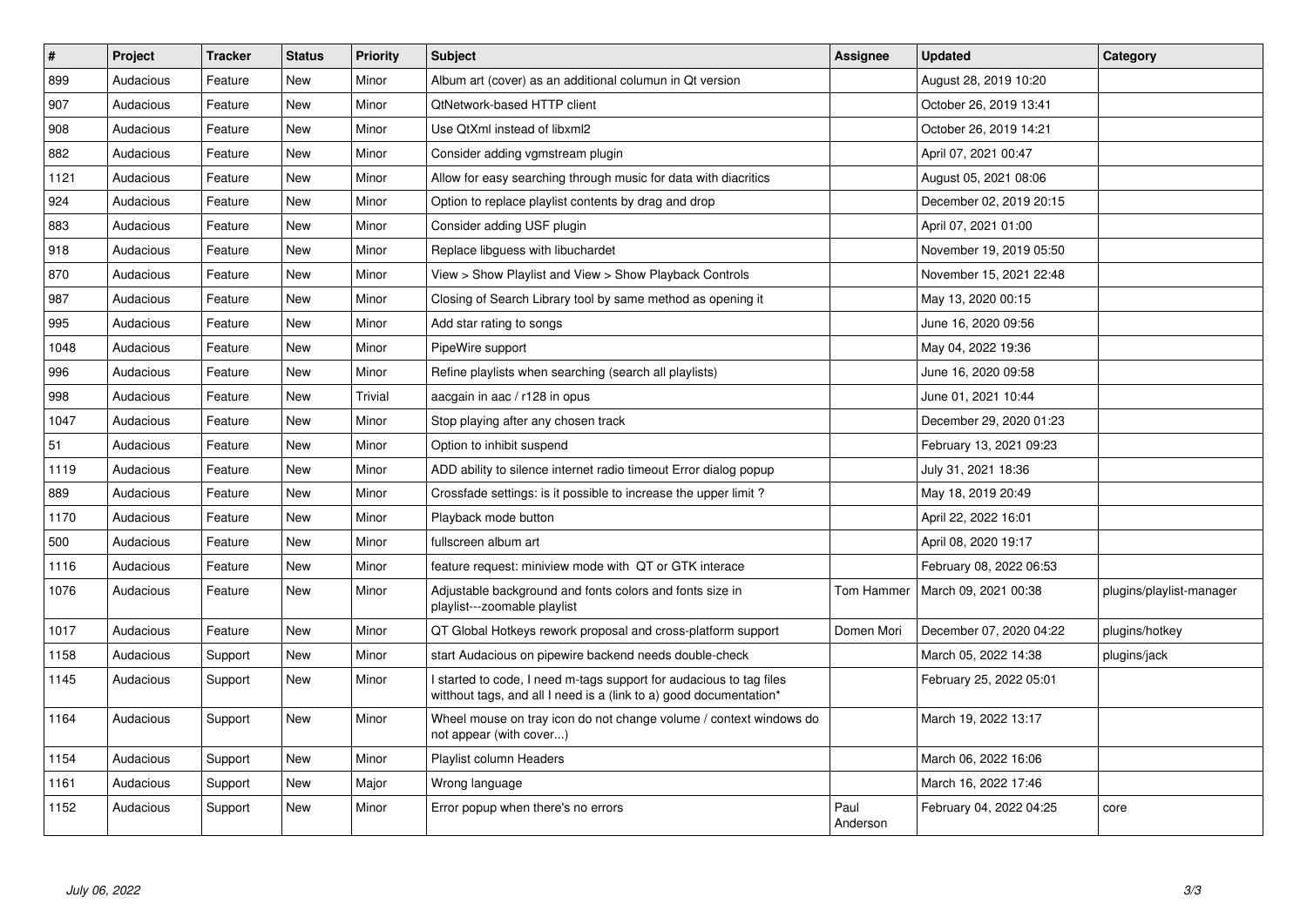| # | Project | Tracker | Status | Priority | Subject | Assignee | Updated | Category |
|---|---|---|---|---|---|---|---|---|
| 899 | Audacious | Feature | New | Minor | Album art (cover) as an additional colunun in Qt version | | August 28, 2019 10:20 | |
| 907 | Audacious | Feature | New | Minor | QtNetwork-based HTTP client | | October 26, 2019 13:41 | |
| 908 | Audacious | Feature | New | Minor | Use QtXml instead of libxml2 | | October 26, 2019 14:21 | |
| 882 | Audacious | Feature | New | Minor | Consider adding vgmstream plugin | | April 07, 2021 00:47 | |
| 1121 | Audacious | Feature | New | Minor | Allow for easy searching through music for data with diacritics | | August 05, 2021 08:06 | |
| 924 | Audacious | Feature | New | Minor | Option to replace playlist contents by drag and drop | | December 02, 2019 20:15 | |
| 883 | Audacious | Feature | New | Minor | Consider adding USF plugin | | April 07, 2021 01:00 | |
| 918 | Audacious | Feature | New | Minor | Replace libguess with libuchardet | | November 19, 2019 05:50 | |
| 870 | Audacious | Feature | New | Minor | View > Show Playlist and View > Show Playback Controls | | November 15, 2021 22:48 | |
| 987 | Audacious | Feature | New | Minor | Closing of Search Library tool by same method as opening it | | May 13, 2020 00:15 | |
| 995 | Audacious | Feature | New | Minor | Add star rating to songs | | June 16, 2020 09:56 | |
| 1048 | Audacious | Feature | New | Minor | PipeWire support | | May 04, 2022 19:36 | |
| 996 | Audacious | Feature | New | Minor | Refine playlists when searching (search all playlists) | | June 16, 2020 09:58 | |
| 998 | Audacious | Feature | New | Trivial | aacgain in aac / r128 in opus | | June 01, 2021 10:44 | |
| 1047 | Audacious | Feature | New | Minor | Stop playing after any chosen track | | December 29, 2020 01:23 | |
| 51 | Audacious | Feature | New | Minor | Option to inhibit suspend | | February 13, 2021 09:23 | |
| 1119 | Audacious | Feature | New | Minor | ADD ability to silence internet radio timeout Error dialog popup | | July 31, 2021 18:36 | |
| 889 | Audacious | Feature | New | Minor | Crossfade settings: is it possible to increase the upper limit ? | | May 18, 2019 20:49 | |
| 1170 | Audacious | Feature | New | Minor | Playback mode button | | April 22, 2022 16:01 | |
| 500 | Audacious | Feature | New | Minor | fullscreen album art | | April 08, 2020 19:17 | |
| 1116 | Audacious | Feature | New | Minor | feature request: miniview mode with QT or GTK interace | | February 08, 2022 06:53 | |
| 1076 | Audacious | Feature | New | Minor | Adjustable background and fonts colors and fonts size in playlist---zoomable playlist | Tom Hammer | March 09, 2021 00:38 | plugins/playlist-manager |
| 1017 | Audacious | Feature | New | Minor | QT Global Hotkeys rework proposal and cross-platform support | Domen Mori | December 07, 2020 04:22 | plugins/hotkey |
| 1158 | Audacious | Support | New | Minor | start Audacious on pipewire backend needs double-check | | March 05, 2022 14:38 | plugins/jack |
| 1145 | Audacious | Support | New | Minor | I started to code, I need m-tags support for audacious to tag files witthout tags, and all I need is a (link to a) good documentation* | | February 25, 2022 05:01 | |
| 1164 | Audacious | Support | New | Minor | Wheel mouse on tray icon do not change volume / context windows do not appear (with cover...) | | March 19, 2022 13:17 | |
| 1154 | Audacious | Support | New | Minor | Playlist column Headers | | March 06, 2022 16:06 | |
| 1161 | Audacious | Support | New | Major | Wrong language | | March 16, 2022 17:46 | |
| 1152 | Audacious | Support | New | Minor | Error popup when there's no errors | Paul Anderson | February 04, 2022 04:25 | core |